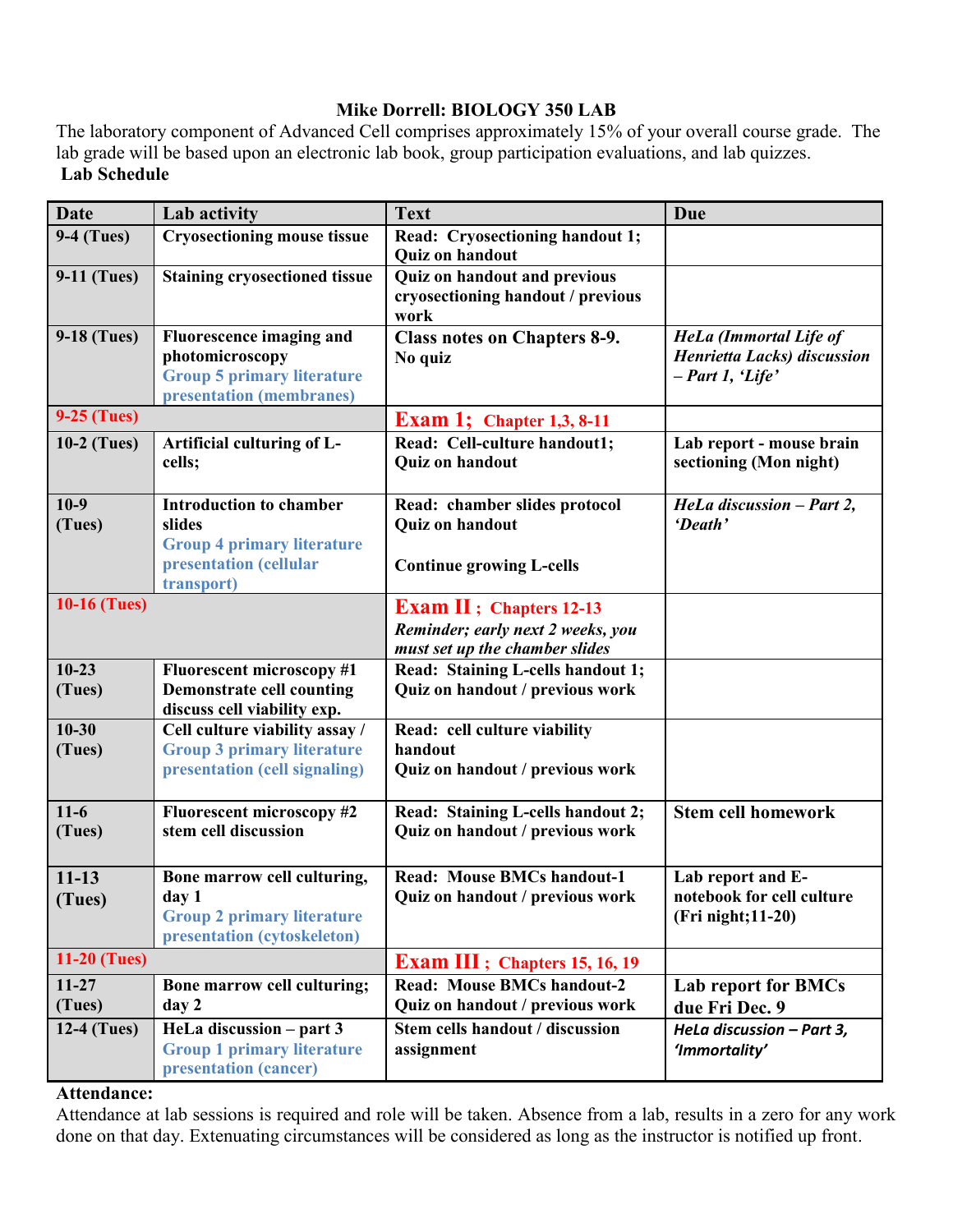# Mike Dorrell: BIOLOGY 350 LAB

The laboratory component of Advanced Cell comprises approximately 15% of your overall course grade. The lab grade will be based upon an electronic lab book, group participation evaluations, and lab quizzes.

**Lab Schedule**

| Date | Lab activity | Text | Due |
|---|---|---|---|
| 9-4 (Tues) | Cryosectioning mouse tissue | Read: Cryosectioning handout 1; Quiz on handout | |
| 9-11 (Tues) | Staining cryosectioned tissue | Quiz on handout and previous cryosectioning handout / previous work | |
| 9-18 (Tues) | Fluorescence imaging and photomicroscopy<br>Group 5 primary literature presentation (membranes) | Class notes on Chapters 8-9.<br>No quiz | *HeLa (Immortal Life of Henrietta Lacks) discussion – Part 1, 'Life'* |
| 9-25 (Tues) | | **Exam 1; Chapter 1,3, 8-11** | |
| 10-2 (Tues) | Artificial culturing of L-cells; | Read: Cell-culture handout1; Quiz on handout | Lab report - mouse brain sectioning (Mon night) |
| 10-9 (Tues) | Introduction to chamber slides<br>Group 4 primary literature presentation (cellular transport) | Read: chamber slides protocol<br>Quiz on handout<br><br>Continue growing L-cells | *HeLa discussion – Part 2, 'Death'* |
| 10-16 (Tues) | | **Exam II ; Chapters 12-13**<br>*Reminder; early next 2 weeks, you must set up the chamber slides* | |
| 10-23 (Tues) | Fluorescent microscopy #1<br>Demonstrate cell counting<br>discuss cell viability exp. | Read: Staining L-cells handout 1;<br>Quiz on handout / previous work | |
| 10-30 (Tues) | Cell culture viability assay /<br>Group 3 primary literature presentation (cell signaling) | Read: cell culture viability handout<br>Quiz on handout / previous work | |
| 11-6 (Tues) | Fluorescent microscopy #2<br>stem cell discussion | Read: Staining L-cells handout 2;<br>Quiz on handout / previous work | Stem cell homework |
| 11-13 (Tues) | Bone marrow cell culturing, day 1<br>Group 2 primary literature presentation (cytoskeleton) | Read: Mouse BMCs handout-1<br>Quiz on handout / previous work | Lab report and E-notebook for cell culture (Fri night;11-20) |
| 11-20 (Tues) | | **Exam III ; Chapters 15, 16, 19** | |
| 11-27 (Tues) | Bone marrow cell culturing; day 2 | Read: Mouse BMCs handout-2<br>Quiz on handout / previous work | Lab report for BMCs due Fri Dec. 9 |
| 12-4 (Tues) | HeLa discussion – part 3<br>Group 1 primary literature presentation (cancer) | Stem cells handout / discussion assignment | *HeLa discussion – Part 3, 'Immortality'* |

**Attendance:**

Attendance at lab sessions is required and role will be taken. Absence from a lab, results in a zero for any work done on that day. Extenuating circumstances will be considered as long as the instructor is notified up front.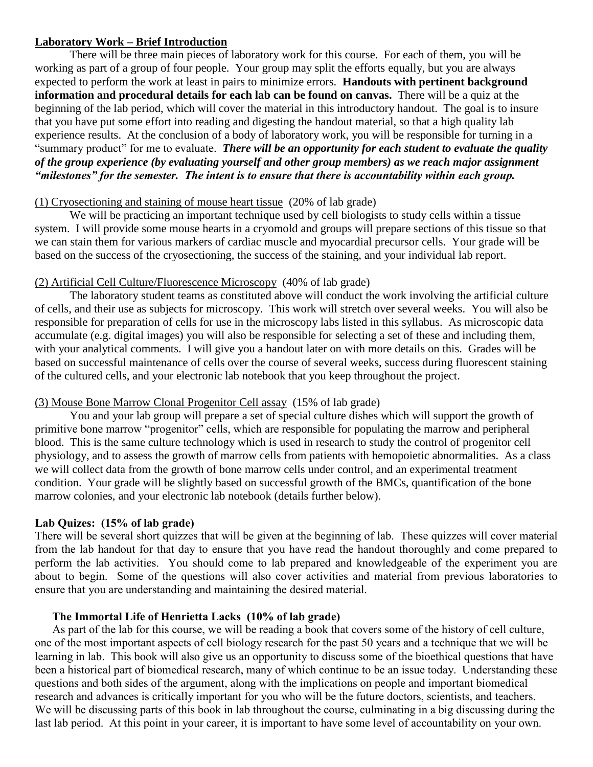**Laboratory Work – Brief Introduction**

There will be three main pieces of laboratory work for this course. For each of them, you will be working as part of a group of four people. Your group may split the efforts equally, but you are always expected to perform the work at least in pairs to minimize errors. **Handouts with pertinent background information and procedural details for each lab can be found on canvas.** There will be a quiz at the beginning of the lab period, which will cover the material in this introductory handout. The goal is to insure that you have put some effort into reading and digesting the handout material, so that a high quality lab experience results. At the conclusion of a body of laboratory work, you will be responsible for turning in a "summary product" for me to evaluate. ***There will be an opportunity for each student to evaluate the quality of the group experience (by evaluating yourself and other group members) as we reach major assignment "milestones" for the semester. The intent is to ensure that there is accountability within each group.***

(1) Cryosectioning and staining of mouse heart tissue (20% of lab grade)

We will be practicing an important technique used by cell biologists to study cells within a tissue system. I will provide some mouse hearts in a cryomold and groups will prepare sections of this tissue so that we can stain them for various markers of cardiac muscle and myocardial precursor cells. Your grade will be based on the success of the cryosectioning, the success of the staining, and your individual lab report.

(2) Artificial Cell Culture/Fluorescence Microscopy (40% of lab grade)

The laboratory student teams as constituted above will conduct the work involving the artificial culture of cells, and their use as subjects for microscopy. This work will stretch over several weeks. You will also be responsible for preparation of cells for use in the microscopy labs listed in this syllabus. As microscopic data accumulate (e.g. digital images) you will also be responsible for selecting a set of these and including them, with your analytical comments. I will give you a handout later on with more details on this. Grades will be based on successful maintenance of cells over the course of several weeks, success during fluorescent staining of the cultured cells, and your electronic lab notebook that you keep throughout the project.

(3) Mouse Bone Marrow Clonal Progenitor Cell assay (15% of lab grade)

You and your lab group will prepare a set of special culture dishes which will support the growth of primitive bone marrow "progenitor" cells, which are responsible for populating the marrow and peripheral blood. This is the same culture technology which is used in research to study the control of progenitor cell physiology, and to assess the growth of marrow cells from patients with hemopoietic abnormalities. As a class we will collect data from the growth of bone marrow cells under control, and an experimental treatment condition. Your grade will be slightly based on successful growth of the BMCs, quantification of the bone marrow colonies, and your electronic lab notebook (details further below).

**Lab Quizes: (15% of lab grade)**

There will be several short quizzes that will be given at the beginning of lab. These quizzes will cover material from the lab handout for that day to ensure that you have read the handout thoroughly and come prepared to perform the lab activities. You should come to lab prepared and knowledgeable of the experiment you are about to begin. Some of the questions will also cover activities and material from previous laboratories to ensure that you are understanding and maintaining the desired material.

**The Immortal Life of Henrietta Lacks (10% of lab grade)**

As part of the lab for this course, we will be reading a book that covers some of the history of cell culture, one of the most important aspects of cell biology research for the past 50 years and a technique that we will be learning in lab. This book will also give us an opportunity to discuss some of the bioethical questions that have been a historical part of biomedical research, many of which continue to be an issue today. Understanding these questions and both sides of the argument, along with the implications on people and important biomedical research and advances is critically important for you who will be the future doctors, scientists, and teachers. We will be discussing parts of this book in lab throughout the course, culminating in a big discussing during the last lab period. At this point in your career, it is important to have some level of accountability on your own.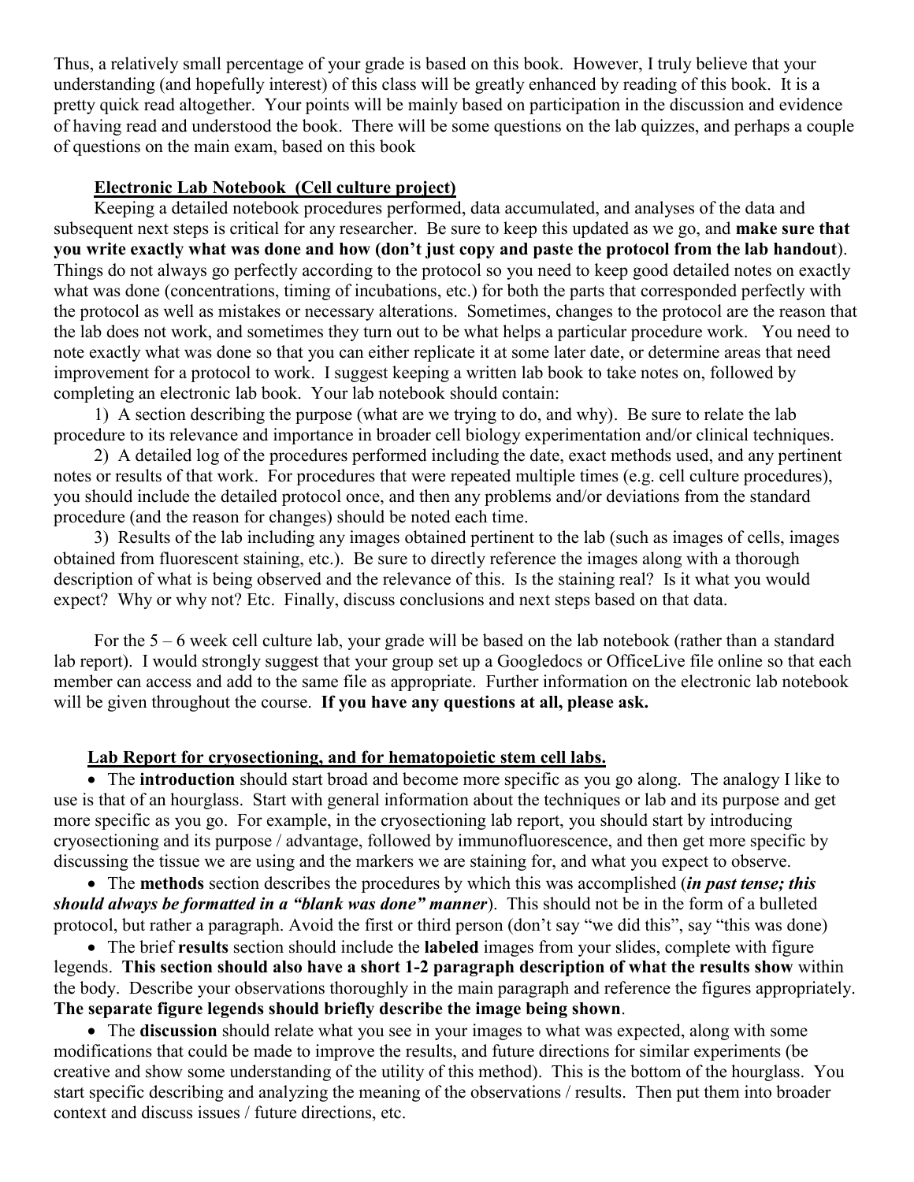Thus, a relatively small percentage of your grade is based on this book. However, I truly believe that your understanding (and hopefully interest) of this class will be greatly enhanced by reading of this book. It is a pretty quick read altogether. Your points will be mainly based on participation in the discussion and evidence of having read and understood the book. There will be some questions on the lab quizzes, and perhaps a couple of questions on the main exam, based on this book

**Electronic Lab Notebook (Cell culture project)**

Keeping a detailed notebook procedures performed, data accumulated, and analyses of the data and subsequent next steps is critical for any researcher. Be sure to keep this updated as we go, and **make sure that you write exactly what was done and how (don't just copy and paste the protocol from the lab handout)**. Things do not always go perfectly according to the protocol so you need to keep good detailed notes on exactly what was done (concentrations, timing of incubations, etc.) for both the parts that corresponded perfectly with the protocol as well as mistakes or necessary alterations. Sometimes, changes to the protocol are the reason that the lab does not work, and sometimes they turn out to be what helps a particular procedure work. You need to note exactly what was done so that you can either replicate it at some later date, or determine areas that need improvement for a protocol to work. I suggest keeping a written lab book to take notes on, followed by completing an electronic lab book. Your lab notebook should contain:

1) A section describing the purpose (what are we trying to do, and why). Be sure to relate the lab procedure to its relevance and importance in broader cell biology experimentation and/or clinical techniques.

2) A detailed log of the procedures performed including the date, exact methods used, and any pertinent notes or results of that work. For procedures that were repeated multiple times (e.g. cell culture procedures), you should include the detailed protocol once, and then any problems and/or deviations from the standard procedure (and the reason for changes) should be noted each time.

3) Results of the lab including any images obtained pertinent to the lab (such as images of cells, images obtained from fluorescent staining, etc.). Be sure to directly reference the images along with a thorough description of what is being observed and the relevance of this. Is the staining real? Is it what you would expect? Why or why not? Etc. Finally, discuss conclusions and next steps based on that data.

For the 5 – 6 week cell culture lab, your grade will be based on the lab notebook (rather than a standard lab report). I would strongly suggest that your group set up a Googledocs or OfficeLive file online so that each member can access and add to the same file as appropriate. Further information on the electronic lab notebook will be given throughout the course. **If you have any questions at all, please ask.**

**Lab Report for cryosectioning, and for hematopoietic stem cell labs.**

- The **introduction** should start broad and become more specific as you go along. The analogy I like to use is that of an hourglass. Start with general information about the techniques or lab and its purpose and get more specific as you go. For example, in the cryosectioning lab report, you should start by introducing cryosectioning and its purpose / advantage, followed by immunofluorescence, and then get more specific by discussing the tissue we are using and the markers we are staining for, and what you expect to observe.
- The **methods** section describes the procedures by which this was accomplished (***in past tense; this should always be formatted in a "blank was done" manner***). This should not be in the form of a bulleted protocol, but rather a paragraph. Avoid the first or third person (don't say "we did this", say "this was done)
- The brief **results** section should include the **labeled** images from your slides, complete with figure legends. **This section should also have a short 1-2 paragraph description of what the results show** within the body. Describe your observations thoroughly in the main paragraph and reference the figures appropriately. **The separate figure legends should briefly describe the image being shown**.
- The **discussion** should relate what you see in your images to what was expected, along with some modifications that could be made to improve the results, and future directions for similar experiments (be creative and show some understanding of the utility of this method). This is the bottom of the hourglass. You start specific describing and analyzing the meaning of the observations / results. Then put them into broader context and discuss issues / future directions, etc.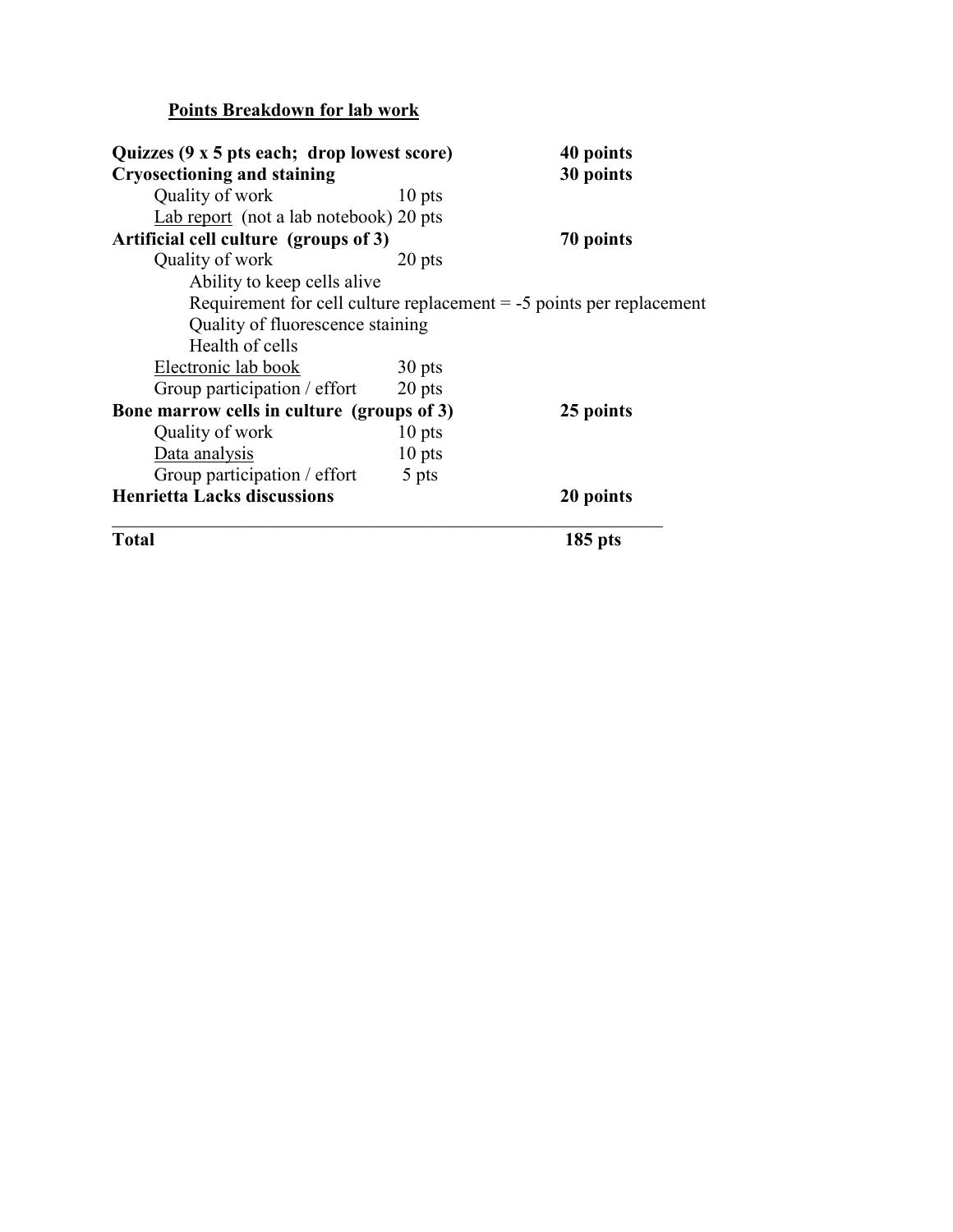**Points Breakdown for lab work**

| | | |
|---|---|---|
| **Quizzes (9 x 5 pts each; drop lowest score)** | | **40 points** |
| **Cryosectioning and staining** | | **30 points** |
| Quality of work | 10 pts | |
| Lab report (not a lab notebook) | 20 pts | |
| **Artificial cell culture (groups of 3)** | | **70 points** |
| Quality of work | 20 pts | |
| Ability to keep cells alive | | |
| Requirement for cell culture replacement = -5 points per replacement | | |
| Quality of fluorescence staining | | |
| Health of cells | | |
| Electronic lab book | 30 pts | |
| Group participation / effort | 20 pts | |
| **Bone marrow cells in culture (groups of 3)** | | **25 points** |
| Quality of work | 10 pts | |
| Data analysis | 10 pts | |
| Group participation / effort | 5 pts | |
| **Henrietta Lacks discussions** | | **20 points** |
| **Total** | | **185 pts** |